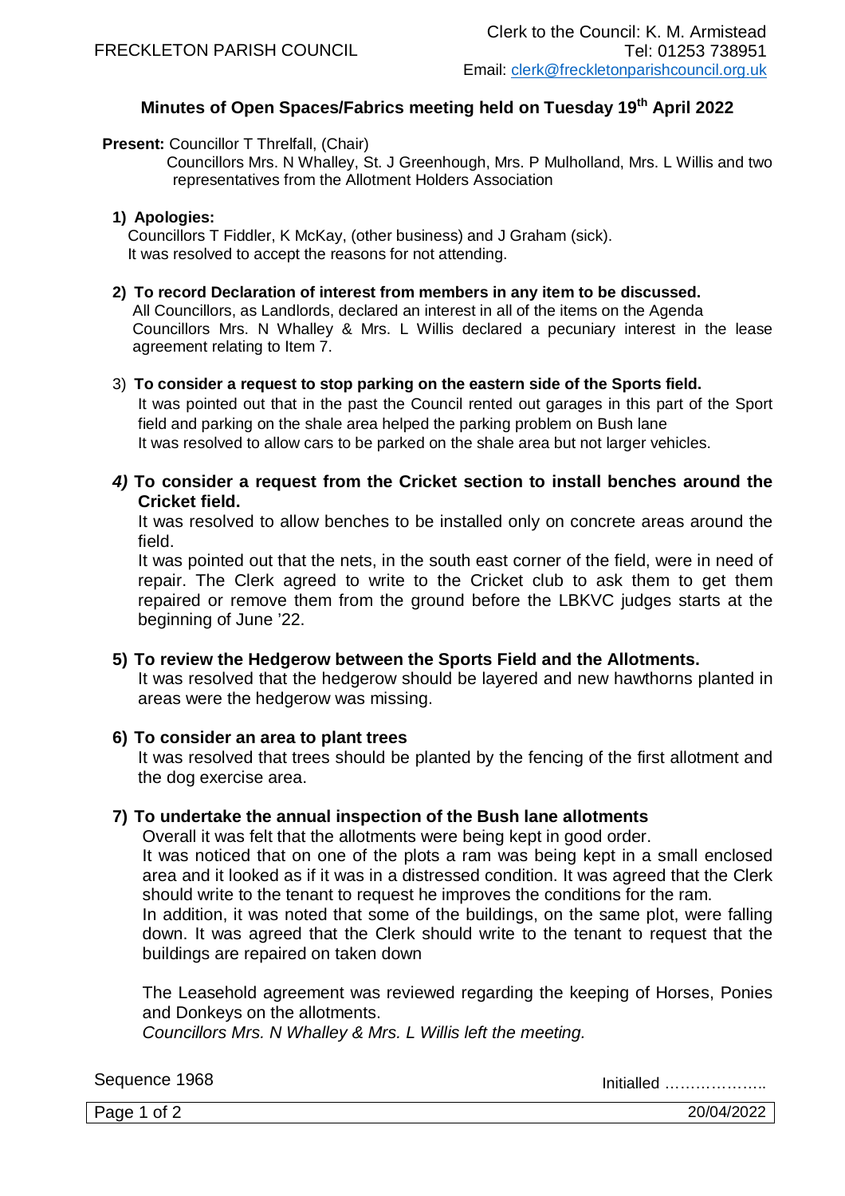FRECKLETON PARISH COUNCIL

Clerk to the Council: K. M. Armistead
Tel: 01253 738951
Email: clerk@freckletonparishcouncil.org.uk

## Minutes of Open Spaces/Fabrics meeting held on Tuesday 19th April 2022

**Present:** Councillor T Threlfall, (Chair)
Councillors Mrs. N Whalley, St. J Greenhough, Mrs. P Mulholland, Mrs. L Willis and two representatives from the Allotment Holders Association

### 1) Apologies:

Councillors T Fiddler, K McKay, (other business) and J Graham (sick).
It was resolved to accept the reasons for not attending.

### 2) To record Declaration of interest from members in any item to be discussed.

All Councillors, as Landlords, declared an interest in all of the items on the Agenda
Councillors Mrs. N Whalley & Mrs. L Willis declared a pecuniary interest in the lease agreement relating to Item 7.

### 3) To consider a request to stop parking on the eastern side of the Sports field.

It was pointed out that in the past the Council rented out garages in this part of the Sport field and parking on the shale area helped the parking problem on Bush lane
It was resolved to allow cars to be parked on the shale area but not larger vehicles.

### *4)* To consider a request from the Cricket section to install benches around the Cricket field.

It was resolved to allow benches to be installed only on concrete areas around the field.

It was pointed out that the nets, in the south east corner of the field, were in need of repair. The Clerk agreed to write to the Cricket club to ask them to get them repaired or remove them from the ground before the LBKVC judges starts at the beginning of June '22.

### 5) To review the Hedgerow between the Sports Field and the Allotments.

It was resolved that the hedgerow should be layered and new hawthorns planted in areas were the hedgerow was missing.

### 6) To consider an area to plant trees

It was resolved that trees should be planted by the fencing of the first allotment and the dog exercise area.

### 7) To undertake the annual inspection of the Bush lane allotments

Overall it was felt that the allotments were being kept in good order.

It was noticed that on one of the plots a ram was being kept in a small enclosed area and it looked as if it was in a distressed condition. It was agreed that the Clerk should write to the tenant to request he improves the conditions for the ram.

In addition, it was noted that some of the buildings, on the same plot, were falling down. It was agreed that the Clerk should write to the tenant to request that the buildings are repaired on taken down

The Leasehold agreement was reviewed regarding the keeping of Horses, Ponies and Donkeys on the allotments.

*Councillors Mrs. N Whalley & Mrs. L Willis left the meeting.*

Sequence 1968

Initialled ………………..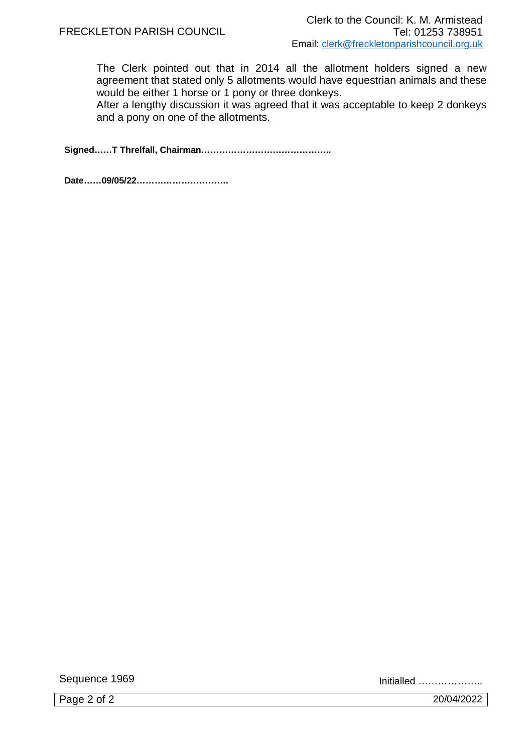The Clerk pointed out that in 2014 all the allotment holders signed a new agreement that stated only 5 allotments would have equestrian animals and these would be either 1 horse or 1 pony or three donkeys.
After a lengthy discussion it was agreed that it was acceptable to keep 2 donkeys and a pony on one of the allotments.

**Signed……T Threlfall, Chairman……………………………………..**

**Date……09/05/22………………………….**

Sequence 1969

Initialled ………………..